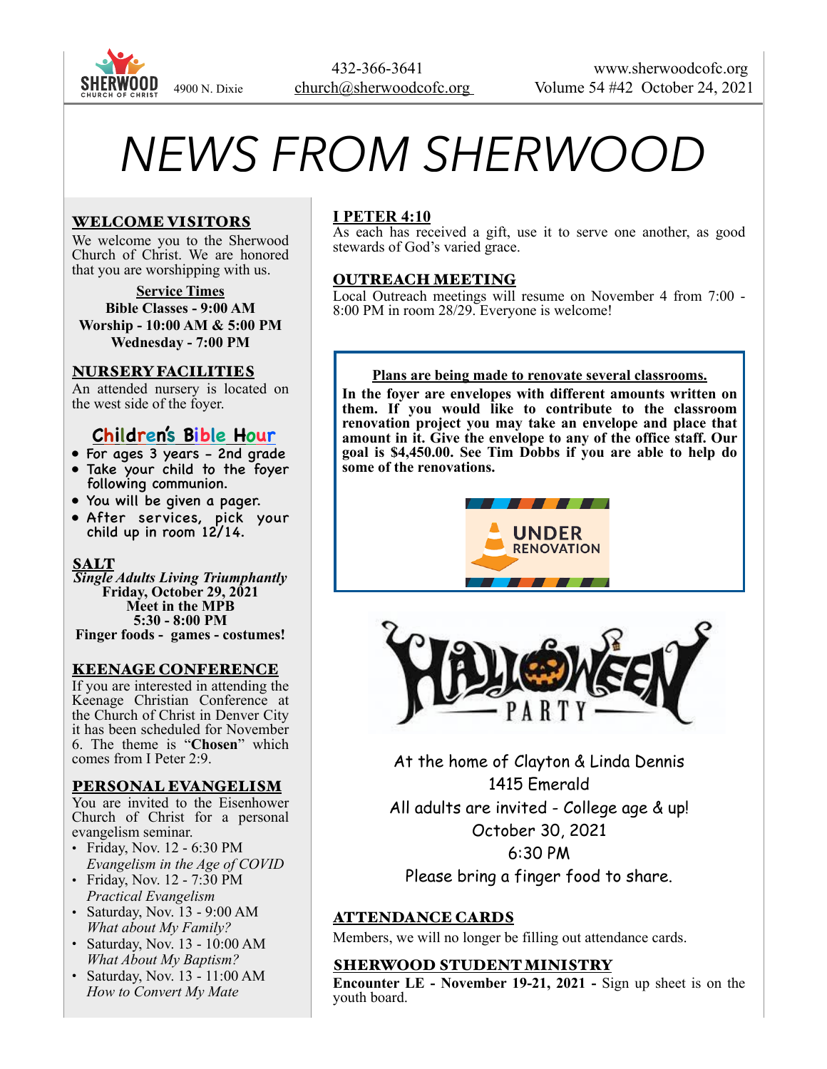SHERWOOD CHURCH OF CHRIST 4900 N. Dixie

432-366-3641
church@sherwoodcofc.org

www.sherwoodcofc.org
Volume 54 #42 October 24, 2021

# NEWS FROM SHERWOOD

## WELCOME VISITORS

We welcome you to the Sherwood Church of Christ. We are honored that you are worshipping with us.

**Service Times**
**Bible Classes - 9:00 AM**
**Worship - 10:00 AM & 5:00 PM**
**Wednesday - 7:00 PM**

## NURSERY FACILITIES

An attended nursery is located on the west side of the foyer.

## Children's Bible Hour

- For ages 3 years - 2nd grade
- Take your child to the foyer following communion.
- You will be given a pager.
- After services, pick your child up in room 12/14.

## SALT

***Single Adults Living Triumphantly***
**Friday, October 29, 2021**
**Meet in the MPB**
**5:30 - 8:00 PM**
**Finger foods - games - costumes!**

## KEENAGE CONFERENCE

If you are interested in attending the Keenage Christian Conference at the Church of Christ in Denver City it has been scheduled for November 6. The theme is "**Chosen**" which comes from I Peter 2:9.

## PERSONAL EVANGELISM

You are invited to the Eisenhower Church of Christ for a personal evangelism seminar.

- Friday, Nov. 12 - 6:30 PM
  *Evangelism in the Age of COVID*
- Friday, Nov. 12 - 7:30 PM
  *Practical Evangelism*
- Saturday, Nov. 13 - 9:00 AM
  *What about My Family?*
- Saturday, Nov. 13 - 10:00 AM
  *What About My Baptism?*
- Saturday, Nov. 13 - 11:00 AM
  *How to Convert My Mate*

## I PETER 4:10

As each has received a gift, use it to serve one another, as good stewards of God's varied grace.

## OUTREACH MEETING

Local Outreach meetings will resume on November 4 from 7:00 - 8:00 PM in room 28/29. Everyone is welcome!

**Plans are being made to renovate several classrooms.**

**In the foyer are envelopes with different amounts written on them. If you would like to contribute to the classroom renovation project you may take an envelope and place that amount in it. Give the envelope to any of the office staff. Our goal is $4,450.00. See Tim Dobbs if you are able to help do some of the renovations.**

UNDER RENOVATION

HALLOWEEN PARTY

At the home of Clayton & Linda Dennis
1415 Emerald
All adults are invited - College age & up!
October 30, 2021
6:30 PM
Please bring a finger food to share.

## ATTENDANCE CARDS

Members, we will no longer be filling out attendance cards.

## SHERWOOD STUDENT MINISTRY

**Encounter LE - November 19-21, 2021 -** Sign up sheet is on the youth board.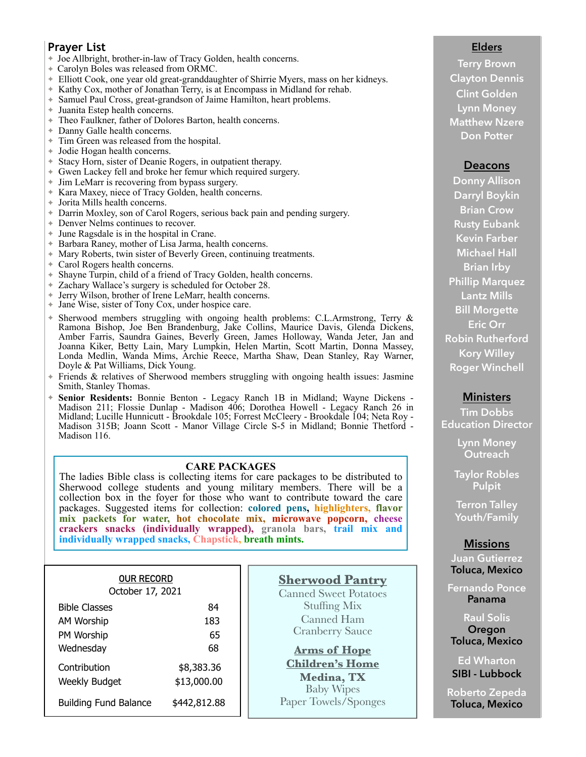## Prayer List

- Joe Allbright, brother-in-law of Tracy Golden, health concerns.
- Carolyn Boles was released from ORMC.
- Elliott Cook, one year old great-granddaughter of Shirrie Myers, mass on her kidneys.
- Kathy Cox, mother of Jonathan Terry, is at Encompass in Midland for rehab.
- Samuel Paul Cross, great-grandson of Jaime Hamilton, heart problems.
- Juanita Estep health concerns.
- Theo Faulkner, father of Dolores Barton, health concerns.
- Danny Galle health concerns.
- Tim Green was released from the hospital.
- Jodie Hogan health concerns.
- Stacy Horn, sister of Deanie Rogers, in outpatient therapy.
- Gwen Lackey fell and broke her femur which required surgery.
- Jim LeMarr is recovering from bypass surgery.
- Kara Maxey, niece of Tracy Golden, health concerns.
- Jorita Mills health concerns.
- Darrin Moxley, son of Carol Rogers, serious back pain and pending surgery.
- Denver Nelms continues to recover.
- June Ragsdale is in the hospital in Crane.
- Barbara Raney, mother of Lisa Jarma, health concerns.
- Mary Roberts, twin sister of Beverly Green, continuing treatments.
- Carol Rogers health concerns.
- Shayne Turpin, child of a friend of Tracy Golden, health concerns.
- Zachary Wallace's surgery is scheduled for October 28.
- Jerry Wilson, brother of Irene LeMarr, health concerns.
- Jane Wise, sister of Tony Cox, under hospice care.
- Sherwood members struggling with ongoing health problems: C.L.Armstrong, Terry & Ramona Bishop, Joe Ben Brandenburg, Jake Collins, Maurice Davis, Glenda Dickens, Amber Farris, Saundra Gaines, Beverly Green, James Holloway, Wanda Jeter, Jan and Joanna Kiker, Betty Lain, Mary Lumpkin, Helen Martin, Scott Martin, Donna Massey, Londa Medlin, Wanda Mims, Archie Reece, Martha Shaw, Dean Stanley, Ray Warner, Doyle & Pat Williams, Dick Young.
- Friends & relatives of Sherwood members struggling with ongoing health issues: Jasmine Smith, Stanley Thomas.
- **Senior Residents:** Bonnie Benton - Legacy Ranch 1B in Midland; Wayne Dickens - Madison 211; Flossie Dunlap - Madison 406; Dorothea Howell - Legacy Ranch 26 in Midland; Lucille Hunnicutt - Brookdale 105; Forrest McCleery - Brookdale 104; Neta Roy - Madison 315B; Joann Scott - Manor Village Circle S-5 in Midland; Bonnie Thetford - Madison 116.

### CARE PACKAGES

The ladies Bible class is collecting items for care packages to be distributed to Sherwood college students and young military members. There will be a collection box in the foyer for those who want to contribute toward the care packages. Suggested items for collection: **colored pens, highlighters, flavor mix packets for water, hot chocolate mix, microwave popcorn, cheese crackers snacks (individually wrapped), granola bars, trail mix and individually wrapped snacks, Chapstick, breath mints.**

### OUR RECORD
October 17, 2021

| | |
|---|---|
| Bible Classes | 84 |
| AM Worship | 183 |
| PM Worship | 65 |
| Wednesday | 68 |
| Contribution | $8,383.36 |
| Weekly Budget | $13,000.00 |
| Building Fund Balance | $442,812.88 |

### Sherwood Pantry

Canned Sweet Potatoes
Stuffing Mix
Canned Ham
Cranberry Sauce

**Arms of Hope Children's Home**
**Medina, TX**

Baby Wipes
Paper Towels/Sponges

### Elders

Terry Brown
Clayton Dennis
Clint Golden
Lynn Money
Matthew Nzere
Don Potter

### Deacons

Donny Allison
Darryl Boykin
Brian Crow
Rusty Eubank
Kevin Farber
Michael Hall
Brian Irby
Phillip Marquez
Lantz Mills
Bill Morgette
Eric Orr
Robin Rutherford
Kory Willey
Roger Winchell

### Ministers

Tim Dobbs
Education Director

Lynn Money
Outreach

Taylor Robles
Pulpit

Terron Talley
Youth/Family

### Missions

Juan Gutierrez
Toluca, Mexico

Fernando Ponce
Panama

Raul Solis
Oregon
Toluca, Mexico

Ed Wharton
SIBI - Lubbock

Roberto Zepeda
Toluca, Mexico